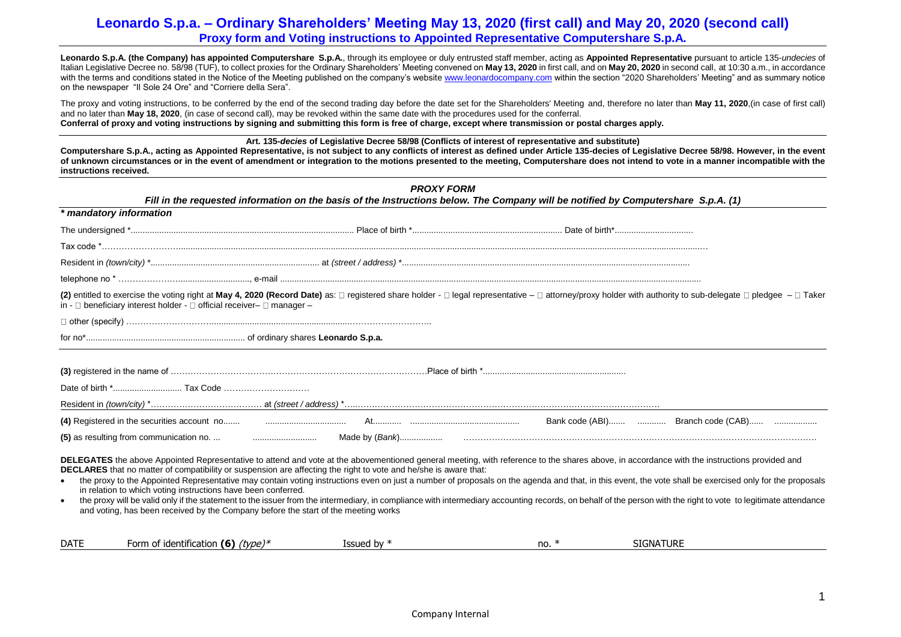# Leonardo S.p.a. – Ordinary Shareholders' Meeting May 13, 2020 (first call) and May 20, 2020 (second call)

## Proxy form and Voting instructions to Appointed Representative Computershare S.p.A.

**Leonardo S.p.A. (the Company) has appointed Computershare S.p.A.**, through its employee or duly entrusted staff member, acting as **Appointed Representative** pursuant to article 135-*undecies* of Italian Legislative Decree no. 58/98 (TUF), to collect proxies for the Ordinary Shareholders' Meeting convened on **May 13, 2020** in first call, and on **May 20, 2020** in second call, at 10:30 a.m., in accordance with the terms and conditions stated in the Notice of the Meeting published on the company's website www.leonardocompany.com within the section "2020 Shareholders' Meeting" and as summary notice on the newspaper "Il Sole 24 Ore" and "Corriere della Sera".

The proxy and voting instructions, to be conferred by the end of the second trading day before the date set for the Shareholders' Meeting and, therefore no later than **May 11, 2020**,(in case of first call) and no later than **May 18, 2020**, (in case of second call), may be revoked within the same date with the procedures used for the conferral.
**Conferral of proxy and voting instructions by signing and submitting this form is free of charge, except where transmission or postal charges apply.**

**Art. 135-*decies* of Legislative Decree 58/98 (Conflicts of interest of representative and substitute)**
**Computershare S.p.A., acting as Appointed Representative, is not subject to any conflicts of interest as defined under Article 135-decies of Legislative Decree 58/98. However, in the event of unknown circumstances or in the event of amendment or integration to the motions presented to the meeting, Computershare does not intend to vote in a manner incompatible with the instructions received.**

### *PROXY FORM*

***Fill in the requested information on the basis of the Instructions below. The Company will be notified by Computershare S.p.A. (1)***

***\* mandatory information***

The undersigned \*............................................................ Place of birth \*............................................................ Date of birth\*...............................

Tax code \*.........................................................................................................................................................................................

Resident in *(town/city)* \*...................................................................... at *(street / address)* \*..........................................................................................................

telephone no \* ............................................, e-mail ......................................................................................................................................

**(2)** entitled to exercise the voting right at **May 4, 2020 (Record Date)** as: □ registered share holder - □ legal representative – □ attorney/proxy holder with authority to sub-delegate □ pledgee – □ Taker in - □ beneficiary interest holder - □ official receiver– □ manager –

□ other (specify) ..........................................................................................................

for no\*.................................................................. of ordinary shares **Leonardo S.p.a.**

**(3)** registered in the name of ......................................................................................Place of birth \*..........................................................

Date of birth \*............................ Tax Code ..............................

Resident in *(town/city)* \*...................................... at *(street / address)* \*..........................................................................................................

**(4)** Registered in the securities account no....... .................................. At........... ............................................ Bank code (ABI)....... ........... Branch code (CAB)...... ..................

**(5)** as resulting from communication no. ... .......................... Made by (*Bank*)................. ..........................................................................................................

**DELEGATES** the above Appointed Representative to attend and vote at the abovementioned general meeting, with reference to the shares above, in accordance with the instructions provided and
**DECLARES** that no matter of compatibility or suspension are affecting the right to vote and he/she is aware that:

- the proxy to the Appointed Representative may contain voting instructions even on just a number of proposals on the agenda and that, in this event, the vote shall be exercised only for the proposals in relation to which voting instructions have been conferred.
- the proxy will be valid only if the statement to the issuer from the intermediary, in compliance with intermediary accounting records, on behalf of the person with the right to vote to legitimate attendance and voting, has been received by the Company before the start of the meeting works

| DATE | Form of identification **(6)** *(type)*\* | Issued by \* | no. \* | SIGNATURE |
|---|---|---|---|---|
| | | | | |

Company Internal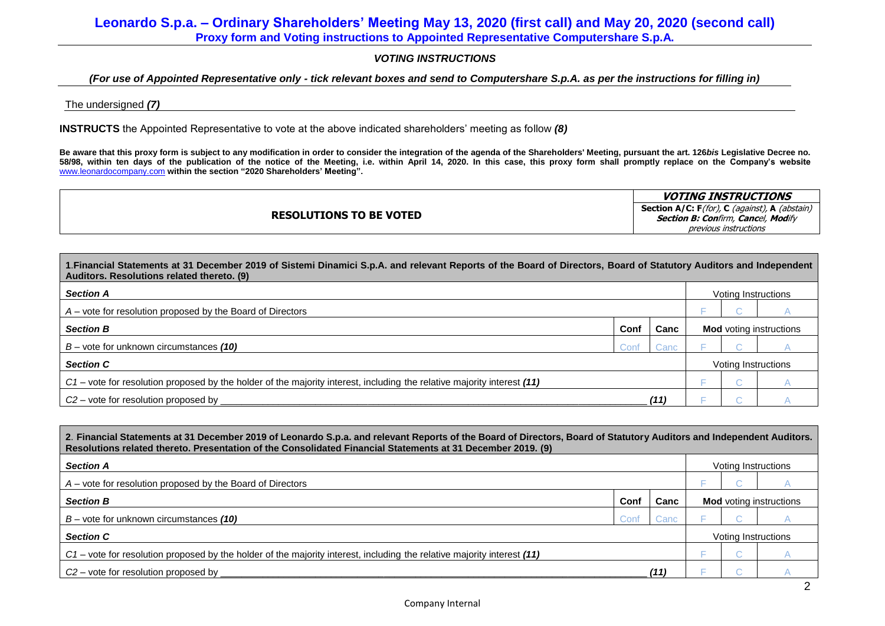## *VOTING INSTRUCTIONS*

***(For use of Appointed Representative only - tick relevant boxes and send to Computershare S.p.A. as per the instructions for filling in)***

The undersigned ***(7)***

**INSTRUCTS** the Appointed Representative to vote at the above indicated shareholders' meeting as follow ***(8)***

**Be aware that this proxy form is subject to any modification in order to consider the integration of the agenda of the Shareholders' Meeting, pursuant the art. 126*bis* Legislative Decree no. 58/98, within ten days of the publication of the notice of the Meeting, i.e. within April 14, 2020. In this case, this proxy form shall promptly replace on the Company's website** www.leonardocompany.com **within the section "2020 Shareholders' Meeting".**

| RESOLUTIONS TO BE VOTED | ***VOTING INSTRUCTIONS*** **Section A/C: F***(for)*, **C** *(against)*, **A** *(abstain)* ***Section B: Con****firm*, ***Canc****el*, ***Mod****ify* *previous instructions* |
|---|---|

| **1.Financial Statements at 31 December 2019 of Sistemi Dinamici S.p.A. and relevant Reports of the Board of Directors, Board of Statutory Auditors and Independent Auditors. Resolutions related thereto. (9)** | | | | | |
|---|---|---|---|---|---|
| ***Section A*** | | | Voting Instructions | | |
| *A* – vote for resolution proposed by the Board of Directors | | | F | C | A |
| ***Section B*** | **Conf** | **Canc** | **Mod** voting instructions | | |
| *B* – vote for unknown circumstances ***(10)*** | Conf | Canc | F | C | A |
| ***Section C*** | | | Voting Instructions | | |
| *C1* – vote for resolution proposed by the holder of the majority interest, including the relative majority interest ***(11)*** | | | F | C | A |
| *C2* – vote for resolution proposed by ______ ***(11)*** | | | F | C | A |

| **2. Financial Statements at 31 December 2019 of Leonardo S.p.a. and relevant Reports of the Board of Directors, Board of Statutory Auditors and Independent Auditors. Resolutions related thereto. Presentation of the Consolidated Financial Statements at 31 December 2019. (9)** | | | | | |
|---|---|---|---|---|---|
| ***Section A*** | | | Voting Instructions | | |
| *A* – vote for resolution proposed by the Board of Directors | | | F | C | A |
| ***Section B*** | **Conf** | **Canc** | **Mod** voting instructions | | |
| *B* – vote for unknown circumstances ***(10)*** | Conf | Canc | F | C | A |
| ***Section C*** | | | Voting Instructions | | |
| *C1* – vote for resolution proposed by the holder of the majority interest, including the relative majority interest ***(11)*** | | | F | C | A |
| *C2* – vote for resolution proposed by ______ ***(11)*** | | | F | C | A |

Company Internal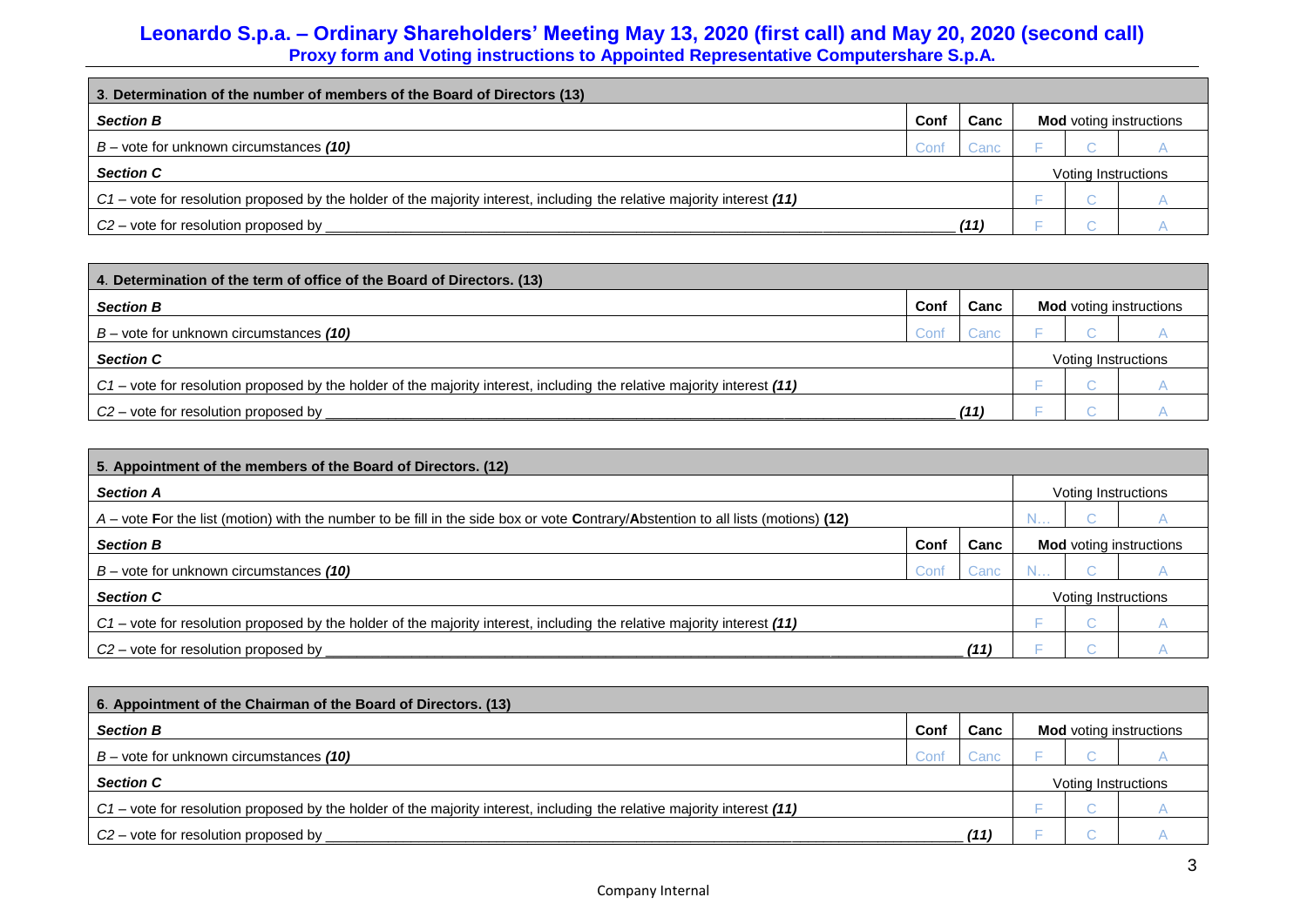| 3. Determination of the number of members of the Board of Directors (13) | | | | | |
|---|---|---|---|---|---|
| ***Section B*** | **Conf** | **Canc** | **Mod** voting instructions | | |
| *B* – vote for unknown circumstances ***(10)*** | Conf | Canc | F | C | A |
| ***Section C*** | | | Voting Instructions | | |
| *C1* – vote for resolution proposed by the holder of the majority interest, including the relative majority interest ***(11)*** | | | F | C | A |
| *C2* – vote for resolution proposed by ______________________________ ***(11)*** | | | F | C | A |

| 4. Determination of the term of office of the Board of Directors. (13) | | | | | |
|---|---|---|---|---|---|
| ***Section B*** | **Conf** | **Canc** | **Mod** voting instructions | | |
| *B* – vote for unknown circumstances ***(10)*** | Conf | Canc | F | C | A |
| ***Section C*** | | | Voting Instructions | | |
| *C1* – vote for resolution proposed by the holder of the majority interest, including the relative majority interest ***(11)*** | | | F | C | A |
| *C2* – vote for resolution proposed by ______________________________ ***(11)*** | | | F | C | A |

| 5. Appointment of the members of the Board of Directors. (12) | | | | | |
|---|---|---|---|---|---|
| ***Section A*** | | | Voting Instructions | | |
| *A* – vote **F**or the list (motion) with the number to be fill in the side box or vote **C**ontrary/**A**bstention to all lists (motions) **(12)** | | | N… | C | A |
| ***Section B*** | **Conf** | **Canc** | **Mod** voting instructions | | |
| *B* – vote for unknown circumstances ***(10)*** | Conf | Canc | N… | C | A |
| ***Section C*** | | | Voting Instructions | | |
| *C1* – vote for resolution proposed by the holder of the majority interest, including the relative majority interest ***(11)*** | | | F | C | A |
| *C2* – vote for resolution proposed by ______________________________ ***(11)*** | | | F | C | A |

| 6. Appointment of the Chairman of the Board of Directors. (13) | | | | | |
|---|---|---|---|---|---|
| ***Section B*** | **Conf** | **Canc** | **Mod** voting instructions | | |
| *B* – vote for unknown circumstances ***(10)*** | Conf | Canc | F | C | A |
| ***Section C*** | | | Voting Instructions | | |
| *C1* – vote for resolution proposed by the holder of the majority interest, including the relative majority interest ***(11)*** | | | F | C | A |
| *C2* – vote for resolution proposed by ______________________________ ***(11)*** | | | F | C | A |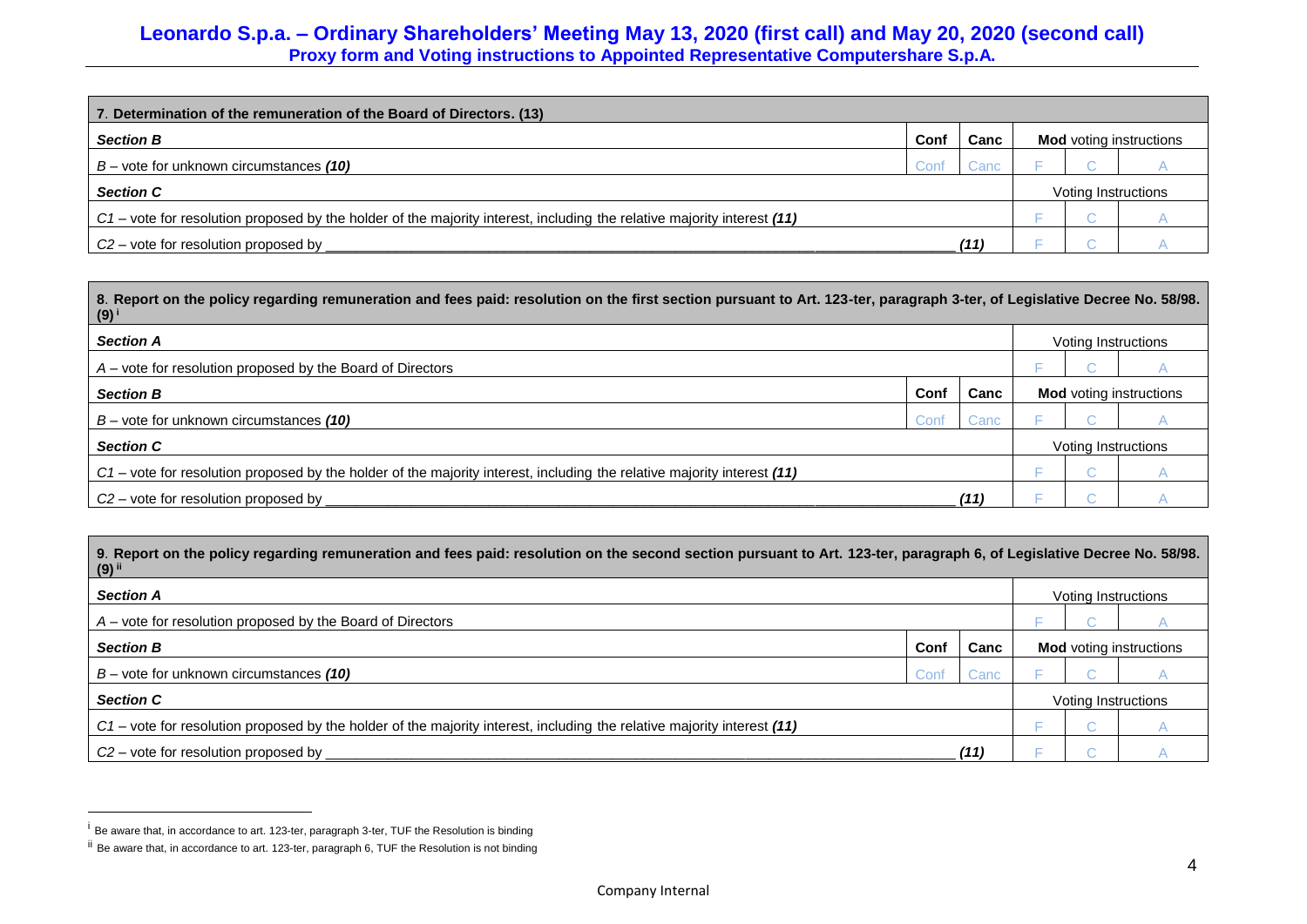| 7. Determination of the remuneration of the Board of Directors. (13) | | | | | |
|---|---|---|---|---|---|
| ***Section B*** | **Conf** | **Canc** | **Mod** voting instructions | | |
| *B* – vote for unknown circumstances ***(10)*** | Conf | Canc | F | C | A |
| ***Section C*** | | | Voting Instructions | | |
| *C1* – vote for resolution proposed by the holder of the majority interest, including the relative majority interest ***(11)*** | | | F | C | A |
| *C2* – vote for resolution proposed by ___________________________ | | ***(11)*** | F | C | A |

| 8. Report on the policy regarding remuneration and fees paid: resolution on the first section pursuant to Art. 123-ter, paragraph 3-ter, of Legislative Decree No. 58/98. (9) [i] | | | | | |
|---|---|---|---|---|---|
| ***Section A*** | | | Voting Instructions | | |
| *A* – vote for resolution proposed by the Board of Directors | | | F | C | A |
| ***Section B*** | **Conf** | **Canc** | **Mod** voting instructions | | |
| *B* – vote for unknown circumstances ***(10)*** | Conf | Canc | F | C | A |
| ***Section C*** | | | Voting Instructions | | |
| *C1* – vote for resolution proposed by the holder of the majority interest, including the relative majority interest ***(11)*** | | | F | C | A |
| *C2* – vote for resolution proposed by ___________________________ | | ***(11)*** | F | C | A |

| 9. Report on the policy regarding remuneration and fees paid: resolution on the second section pursuant to Art. 123-ter, paragraph 6, of Legislative Decree No. 58/98. (9) [ii] | | | | | |
|---|---|---|---|---|---|
| ***Section A*** | | | Voting Instructions | | |
| *A* – vote for resolution proposed by the Board of Directors | | | F | C | A |
| ***Section B*** | **Conf** | **Canc** | **Mod** voting instructions | | |
| *B* – vote for unknown circumstances ***(10)*** | Conf | Canc | F | C | A |
| ***Section C*** | | | Voting Instructions | | |
| *C1* – vote for resolution proposed by the holder of the majority interest, including the relative majority interest ***(11)*** | | | F | C | A |
| *C2* – vote for resolution proposed by ___________________________ | | ***(11)*** | F | C | A |

[i] Be aware that, in accordance to art. 123-ter, paragraph 3-ter, TUF the Resolution is binding

[ii] Be aware that, in accordance to art. 123-ter, paragraph 6, TUF the Resolution is not binding

Company Internal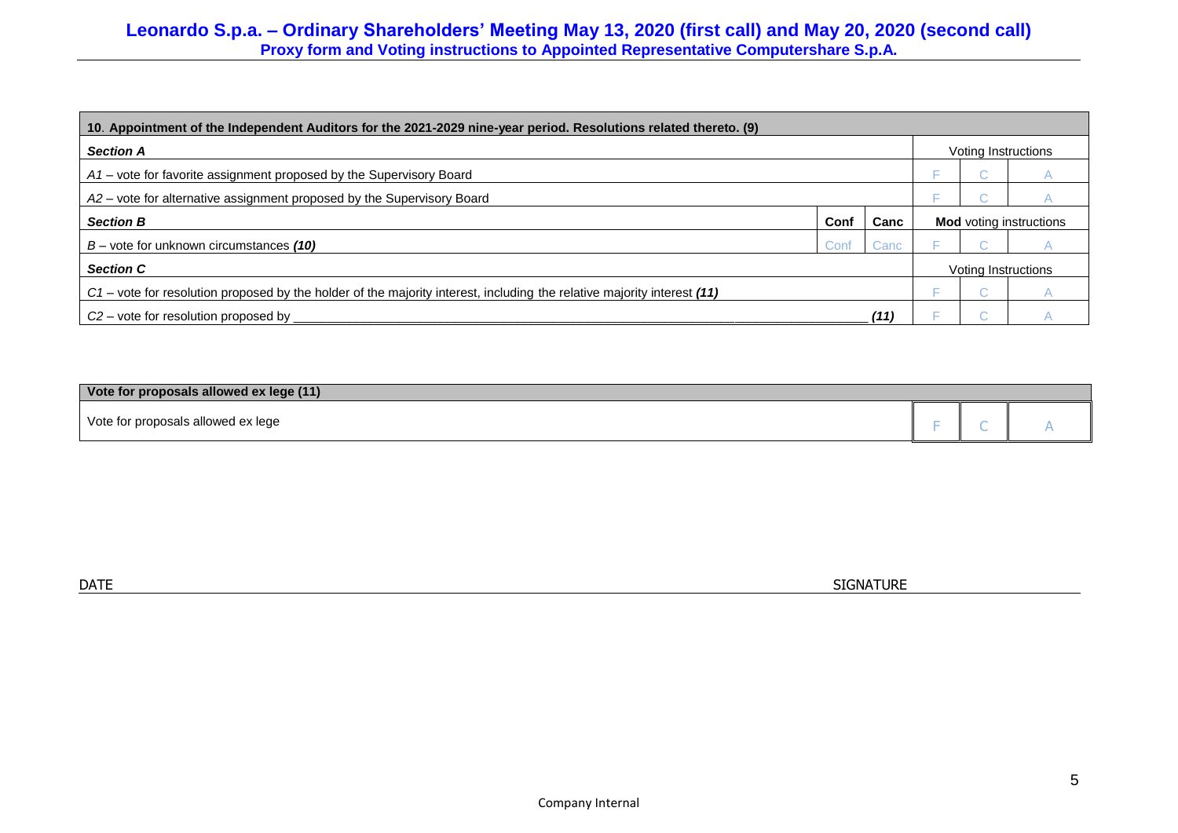| 10. Appointment of the Independent Auditors for the 2021-2029 nine-year period. Resolutions related thereto. (9) | | | | | |
|---|---|---|---|---|---|
| ***Section A*** | | | Voting Instructions | | |
| *A1* – vote for favorite assignment proposed by the Supervisory Board | | | F | C | A |
| *A2* – vote for alternative assignment proposed by the Supervisory Board | | | F | C | A |
| ***Section B*** | **Conf** | **Canc** | **Mod** voting instructions | | |
| *B* – vote for unknown circumstances ***(10)*** | Conf | Canc | F | C | A |
| ***Section C*** | | | Voting Instructions | | |
| *C1* – vote for resolution proposed by the holder of the majority interest, including the relative majority interest ***(11)*** | | | F | C | A |
| *C2* – vote for resolution proposed by ______________________________ ***(11)*** | | | F | C | A |

| Vote for proposals allowed ex lege (11) | | | |
|---|---|---|---|
| Vote for proposals allowed ex lege | F | C | A |

DATE ______________________ SIGNATURE ______________________

Company Internal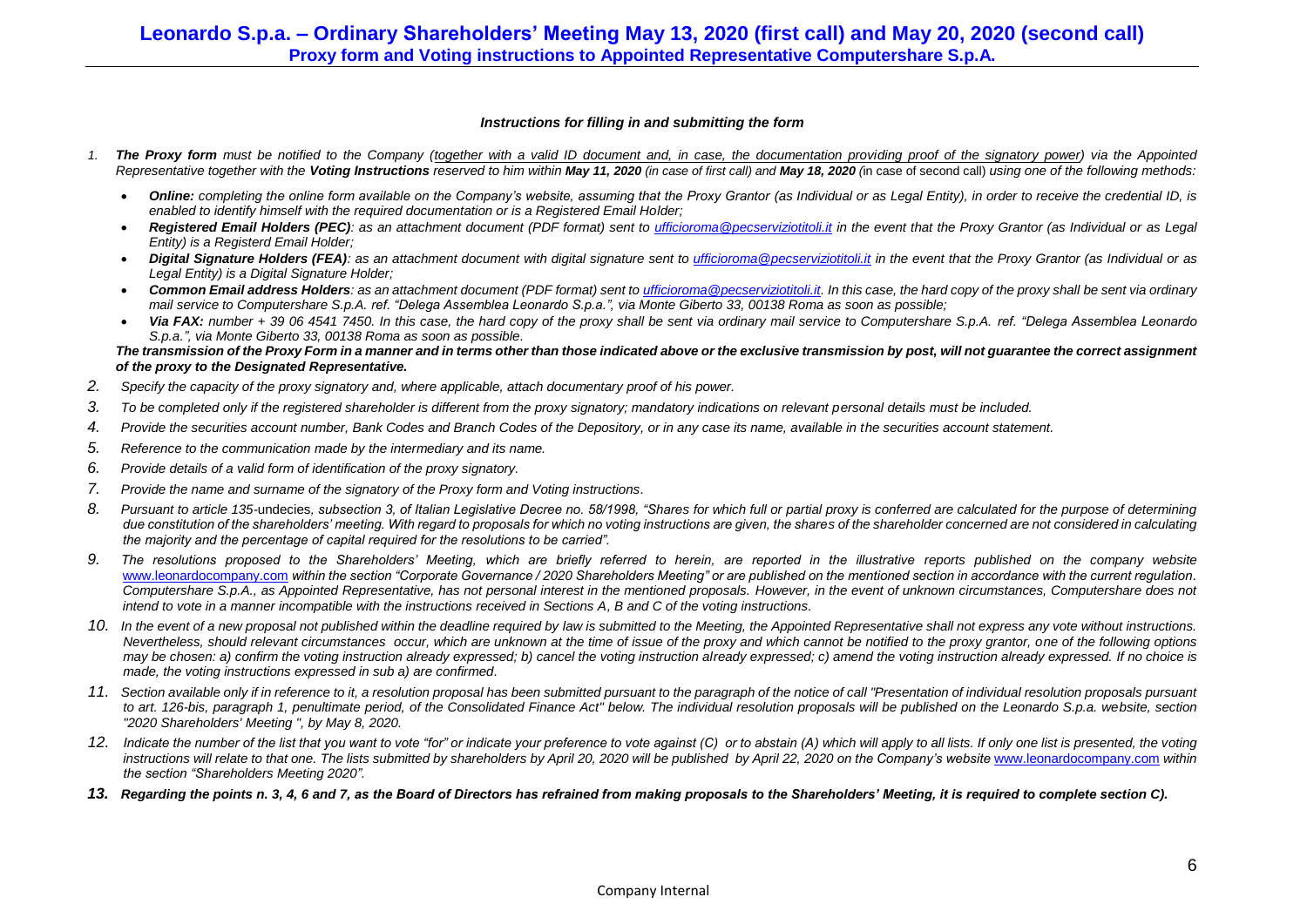***Instructions for filling in and submitting the form***

1. ***The Proxy form*** *must be notified to the Company (together with a valid ID document and, in case, the documentation providing proof of the signatory power) via the Appointed Representative together with the **Voting Instructions** reserved to him within **May 11, 2020** (in case of first call) and **May 18, 2020** (*in case of second call) *using one of the following methods:*
   - ***Online:*** *completing the online form available on the Company's website, assuming that the Proxy Grantor (as Individual or as Legal Entity), in order to receive the credential ID, is enabled to identify himself with the required documentation or is a Registered Email Holder;*
   - ***Registered Email Holders (PEC)****: as an attachment document (PDF format) sent to ufficioroma@pecserviziotitoli.it in the event that the Proxy Grantor (as Individual or as Legal Entity) is a Registerd Email Holder;*
   - ***Digital Signature Holders (FEA)****: as an attachment document with digital signature sent to ufficioroma@pecserviziotitoli.it in the event that the Proxy Grantor (as Individual or as Legal Entity) is a Digital Signature Holder;*
   - ***Common Email address Holders****: as an attachment document (PDF format) sent to ufficioroma@pecserviziotitoli.it. In this case, the hard copy of the proxy shall be sent via ordinary mail service to Computershare S.p.A. ref. "Delega Assemblea Leonardo S.p.a.", via Monte Giberto 33, 00138 Roma as soon as possible;*
   - ***Via FAX:*** *number + 39 06 4541 7450. In this case, the hard copy of the proxy shall be sent via ordinary mail service to Computershare S.p.A. ref. "Delega Assemblea Leonardo S.p.a.", via Monte Giberto 33, 00138 Roma as soon as possible.*

   ***The transmission of the Proxy Form in a manner and in terms other than those indicated above or the exclusive transmission by post, will not guarantee the correct assignment of the proxy to the Designated Representative.***

2. *Specify the capacity of the proxy signatory and, where applicable, attach documentary proof of his power.*
3. *To be completed only if the registered shareholder is different from the proxy signatory; mandatory indications on relevant personal details must be included.*
4. *Provide the securities account number, Bank Codes and Branch Codes of the Depository, or in any case its name, available in the securities account statement.*
5. *Reference to the communication made by the intermediary and its name.*
6. *Provide details of a valid form of identification of the proxy signatory.*
7. *Provide the name and surname of the signatory of the Proxy form and Voting instructions.*
8. *Pursuant to article 135-*undecies*, subsection 3, of Italian Legislative Decree no. 58/1998, "Shares for which full or partial proxy is conferred are calculated for the purpose of determining due constitution of the shareholders' meeting. With regard to proposals for which no voting instructions are given, the shares of the shareholder concerned are not considered in calculating the majority and the percentage of capital required for the resolutions to be carried".*
9. *The resolutions proposed to the Shareholders' Meeting, which are briefly referred to herein, are reported in the illustrative reports published on the company website* www.leonardocompany.com *within the section "Corporate Governance / 2020 Shareholders Meeting" or are published on the mentioned section in accordance with the current regulation. Computershare S.p.A., as Appointed Representative, has not personal interest in the mentioned proposals. However, in the event of unknown circumstances, Computershare does not intend to vote in a manner incompatible with the instructions received in Sections A, B and C of the voting instructions.*
10. *In the event of a new proposal not published within the deadline required by law is submitted to the Meeting, the Appointed Representative shall not express any vote without instructions. Nevertheless, should relevant circumstances occur, which are unknown at the time of issue of the proxy and which cannot be notified to the proxy grantor, one of the following options may be chosen: a) confirm the voting instruction already expressed; b) cancel the voting instruction already expressed; c) amend the voting instruction already expressed. If no choice is made, the voting instructions expressed in sub a) are confirmed.*
11. *Section available only if in reference to it, a resolution proposal has been submitted pursuant to the paragraph of the notice of call "Presentation of individual resolution proposals pursuant to art. 126-bis, paragraph 1, penultimate period, of the Consolidated Finance Act" below. The individual resolution proposals will be published on the Leonardo S.p.a. website, section "2020 Shareholders' Meeting ", by May 8, 2020.*
12. *Indicate the number of the list that you want to vote "for" or indicate your preference to vote against (C) or to abstain (A) which will apply to all lists. If only one list is presented, the voting instructions will relate to that one. The lists submitted by shareholders by April 20, 2020 will be published by April 22, 2020 on the Company's website* www.leonardocompany.com *within the section "Shareholders Meeting 2020".*
13. ***Regarding the points n. 3, 4, 6 and 7, as the Board of Directors has refrained from making proposals to the Shareholders' Meeting, it is required to complete section C).***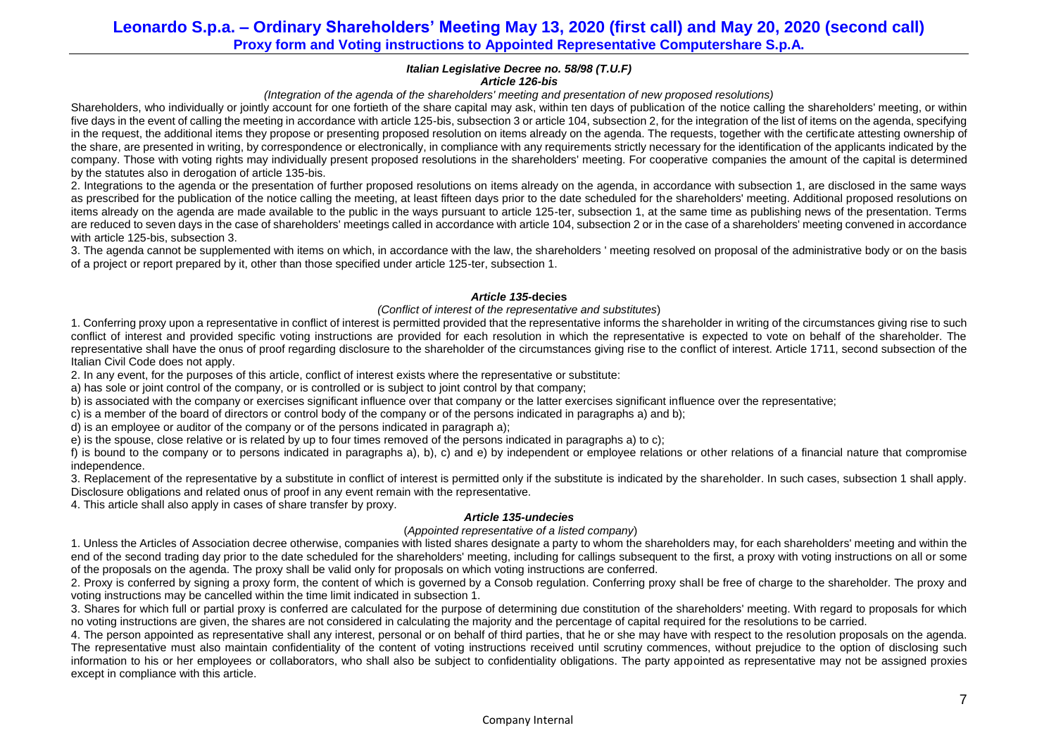*Italian Legislative Decree no. 58/98 (T.U.F)*
***Article 126-bis***

*(Integration of the agenda of the shareholders' meeting and presentation of new proposed resolutions)*

Shareholders, who individually or jointly account for one fortieth of the share capital may ask, within ten days of publication of the notice calling the shareholders' meeting, or within five days in the event of calling the meeting in accordance with article 125-bis, subsection 3 or article 104, subsection 2, for the integration of the list of items on the agenda, specifying in the request, the additional items they propose or presenting proposed resolution on items already on the agenda. The requests, together with the certificate attesting ownership of the share, are presented in writing, by correspondence or electronically, in compliance with any requirements strictly necessary for the identification of the applicants indicated by the company. Those with voting rights may individually present proposed resolutions in the shareholders' meeting. For cooperative companies the amount of the capital is determined by the statutes also in derogation of article 135-bis.

2. Integrations to the agenda or the presentation of further proposed resolutions on items already on the agenda, in accordance with subsection 1, are disclosed in the same ways as prescribed for the publication of the notice calling the meeting, at least fifteen days prior to the date scheduled for the shareholders' meeting. Additional proposed resolutions on items already on the agenda are made available to the public in the ways pursuant to article 125-ter, subsection 1, at the same time as publishing news of the presentation. Terms are reduced to seven days in the case of shareholders' meetings called in accordance with article 104, subsection 2 or in the case of a shareholders' meeting convened in accordance with article 125-bis, subsection 3.

3. The agenda cannot be supplemented with items on which, in accordance with the law, the shareholders ' meeting resolved on proposal of the administrative body or on the basis of a project or report prepared by it, other than those specified under article 125-ter, subsection 1.

***Article 135*-decies**

*(Conflict of interest of the representative and substitutes*)

1. Conferring proxy upon a representative in conflict of interest is permitted provided that the representative informs the shareholder in writing of the circumstances giving rise to such conflict of interest and provided specific voting instructions are provided for each resolution in which the representative is expected to vote on behalf of the shareholder. The representative shall have the onus of proof regarding disclosure to the shareholder of the circumstances giving rise to the conflict of interest. Article 1711, second subsection of the Italian Civil Code does not apply.

2. In any event, for the purposes of this article, conflict of interest exists where the representative or substitute:

a) has sole or joint control of the company, or is controlled or is subject to joint control by that company;

b) is associated with the company or exercises significant influence over that company or the latter exercises significant influence over the representative;

c) is a member of the board of directors or control body of the company or of the persons indicated in paragraphs a) and b);

d) is an employee or auditor of the company or of the persons indicated in paragraph a);

e) is the spouse, close relative or is related by up to four times removed of the persons indicated in paragraphs a) to c);

f) is bound to the company or to persons indicated in paragraphs a), b), c) and e) by independent or employee relations or other relations of a financial nature that compromise independence.

3. Replacement of the representative by a substitute in conflict of interest is permitted only if the substitute is indicated by the shareholder. In such cases, subsection 1 shall apply. Disclosure obligations and related onus of proof in any event remain with the representative.

4. This article shall also apply in cases of share transfer by proxy.

***Article 135-undecies***

(*Appointed representative of a listed company*)

1. Unless the Articles of Association decree otherwise, companies with listed shares designate a party to whom the shareholders may, for each shareholders' meeting and within the end of the second trading day prior to the date scheduled for the shareholders' meeting, including for callings subsequent to the first, a proxy with voting instructions on all or some of the proposals on the agenda. The proxy shall be valid only for proposals on which voting instructions are conferred.

2. Proxy is conferred by signing a proxy form, the content of which is governed by a Consob regulation. Conferring proxy shall be free of charge to the shareholder. The proxy and voting instructions may be cancelled within the time limit indicated in subsection 1.

3. Shares for which full or partial proxy is conferred are calculated for the purpose of determining due constitution of the shareholders' meeting. With regard to proposals for which no voting instructions are given, the shares are not considered in calculating the majority and the percentage of capital required for the resolutions to be carried.

4. The person appointed as representative shall any interest, personal or on behalf of third parties, that he or she may have with respect to the resolution proposals on the agenda. The representative must also maintain confidentiality of the content of voting instructions received until scrutiny commences, without prejudice to the option of disclosing such information to his or her employees or collaborators, who shall also be subject to confidentiality obligations. The party appointed as representative may not be assigned proxies except in compliance with this article.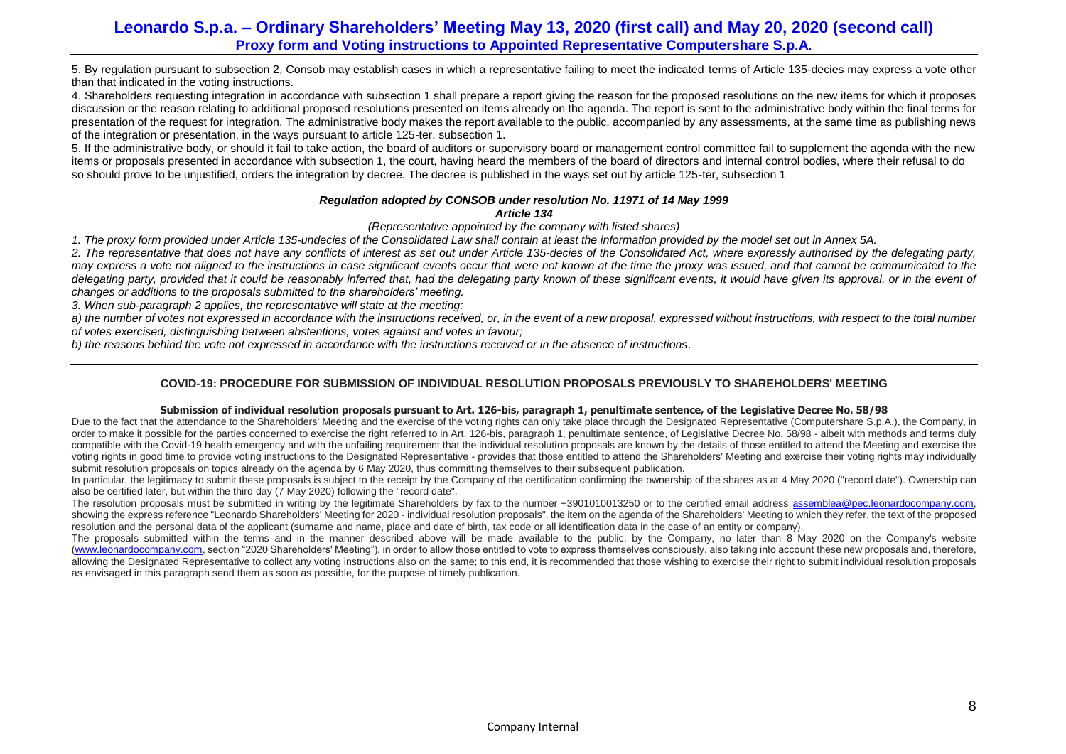5. By regulation pursuant to subsection 2, Consob may establish cases in which a representative failing to meet the indicated terms of Article 135-decies may express a vote other than that indicated in the voting instructions.

4. Shareholders requesting integration in accordance with subsection 1 shall prepare a report giving the reason for the proposed resolutions on the new items for which it proposes discussion or the reason relating to additional proposed resolutions presented on items already on the agenda. The report is sent to the administrative body within the final terms for presentation of the request for integration. The administrative body makes the report available to the public, accompanied by any assessments, at the same time as publishing news of the integration or presentation, in the ways pursuant to article 125-ter, subsection 1.

5. If the administrative body, or should it fail to take action, the board of auditors or supervisory board or management control committee fail to supplement the agenda with the new items or proposals presented in accordance with subsection 1, the court, having heard the members of the board of directors and internal control bodies, where their refusal to do so should prove to be unjustified, orders the integration by decree. The decree is published in the ways set out by article 125-ter, subsection 1

***Regulation adopted by CONSOB under resolution No. 11971 of 14 May 1999***

***Article 134***

*(Representative appointed by the company with listed shares)*

*1. The proxy form provided under Article 135-undecies of the Consolidated Law shall contain at least the information provided by the model set out in Annex 5A.*

*2. The representative that does not have any conflicts of interest as set out under Article 135-decies of the Consolidated Act, where expressly authorised by the delegating party, may express a vote not aligned to the instructions in case significant events occur that were not known at the time the proxy was issued, and that cannot be communicated to the delegating party, provided that it could be reasonably inferred that, had the delegating party known of these significant events, it would have given its approval, or in the event of changes or additions to the proposals submitted to the shareholders' meeting.*

*3. When sub-paragraph 2 applies, the representative will state at the meeting:*

*a) the number of votes not expressed in accordance with the instructions received, or, in the event of a new proposal, expressed without instructions, with respect to the total number of votes exercised, distinguishing between abstentions, votes against and votes in favour;*

*b) the reasons behind the vote not expressed in accordance with the instructions received or in the absence of instructions*.

## COVID-19: PROCEDURE FOR SUBMISSION OF INDIVIDUAL RESOLUTION PROPOSALS PREVIOUSLY TO SHAREHOLDERS' MEETING

### Submission of individual resolution proposals pursuant to Art. 126-bis, paragraph 1, penultimate sentence, of the Legislative Decree No. 58/98

Due to the fact that the attendance to the Shareholders' Meeting and the exercise of the voting rights can only take place through the Designated Representative (Computershare S.p.A.), the Company, in order to make it possible for the parties concerned to exercise the right referred to in Art. 126-bis, paragraph 1, penultimate sentence, of Legislative Decree No. 58/98 - albeit with methods and terms duly compatible with the Covid-19 health emergency and with the unfailing requirement that the individual resolution proposals are known by the details of those entitled to attend the Meeting and exercise the voting rights in good time to provide voting instructions to the Designated Representative - provides that those entitled to attend the Shareholders' Meeting and exercise their voting rights may individually submit resolution proposals on topics already on the agenda by 6 May 2020, thus committing themselves to their subsequent publication.

In particular, the legitimacy to submit these proposals is subject to the receipt by the Company of the certification confirming the ownership of the shares as at 4 May 2020 ("record date"). Ownership can also be certified later, but within the third day (7 May 2020) following the "record date".

The resolution proposals must be submitted in writing by the legitimate Shareholders by fax to the number +3901010013250 or to the certified email address assemblea@pec.leonardocompany.com, showing the express reference "Leonardo Shareholders' Meeting for 2020 - individual resolution proposals", the item on the agenda of the Shareholders' Meeting to which they refer, the text of the proposed resolution and the personal data of the applicant (surname and name, place and date of birth, tax code or all identification data in the case of an entity or company).

The proposals submitted within the terms and in the manner described above will be made available to the public, by the Company, no later than 8 May 2020 on the Company's website (www.leonardocompany.com, section "2020 Shareholders' Meeting"), in order to allow those entitled to vote to express themselves consciously, also taking into account these new proposals and, therefore, allowing the Designated Representative to collect any voting instructions also on the same; to this end, it is recommended that those wishing to exercise their right to submit individual resolution proposals as envisaged in this paragraph send them as soon as possible, for the purpose of timely publication.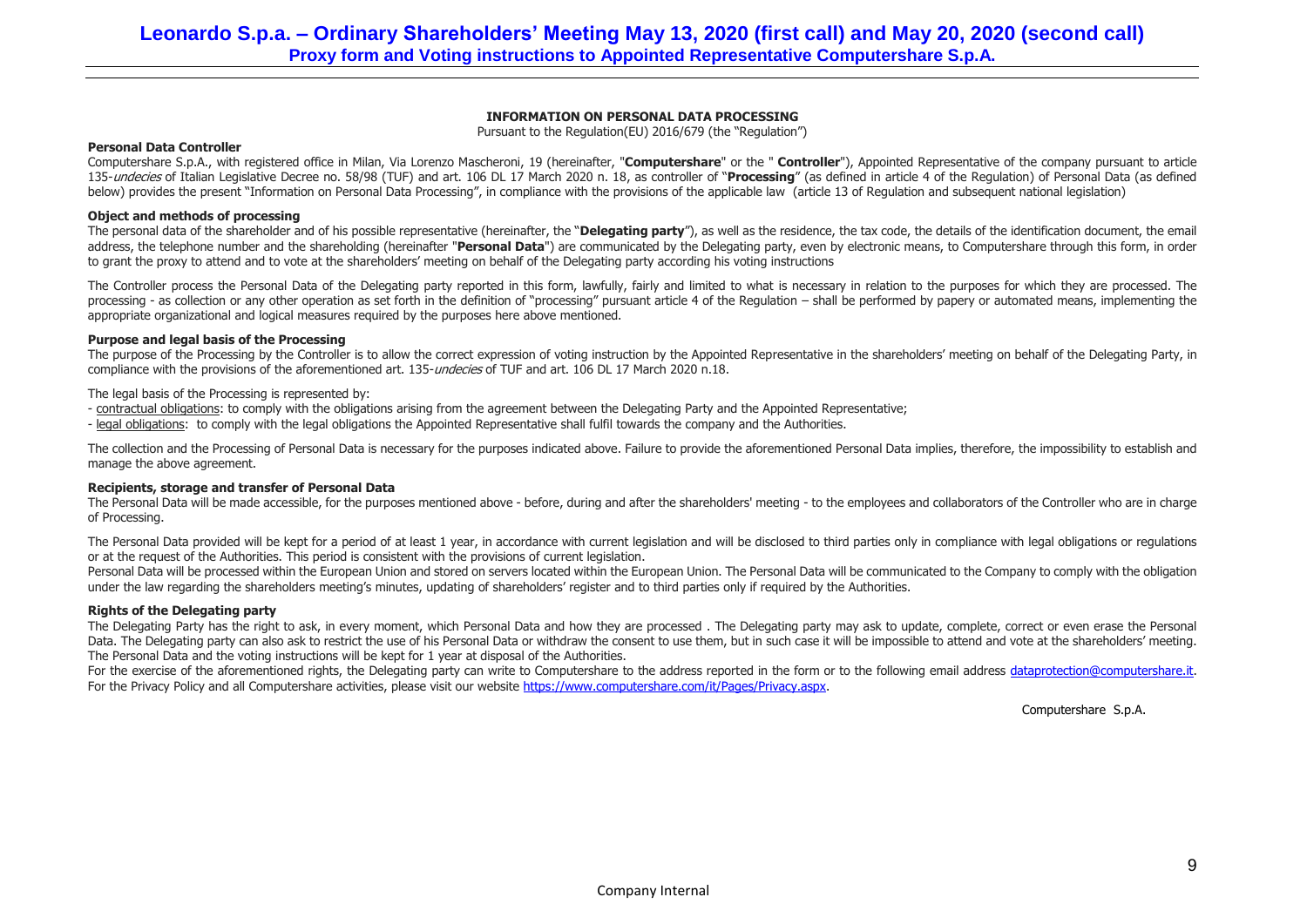# INFORMATION ON PERSONAL DATA PROCESSING

Pursuant to the Regulation(EU) 2016/679 (the "Regulation")

**Personal Data Controller**

Computershare S.p.A., with registered office in Milan, Via Lorenzo Mascheroni, 19 (hereinafter, "**Computershare**" or the " **Controller**"), Appointed Representative of the company pursuant to article 135-*undecies* of Italian Legislative Decree no. 58/98 (TUF) and art. 106 DL 17 March 2020 n. 18, as controller of "**Processing**" (as defined in article 4 of the Regulation) of Personal Data (as defined below) provides the present "Information on Personal Data Processing", in compliance with the provisions of the applicable law (article 13 of Regulation and subsequent national legislation)

**Object and methods of processing**

The personal data of the shareholder and of his possible representative (hereinafter, the "**Delegating party**"), as well as the residence, the tax code, the details of the identification document, the email address, the telephone number and the shareholding (hereinafter "**Personal Data**") are communicated by the Delegating party, even by electronic means, to Computershare through this form, in order to grant the proxy to attend and to vote at the shareholders' meeting on behalf of the Delegating party according his voting instructions

The Controller process the Personal Data of the Delegating party reported in this form, lawfully, fairly and limited to what is necessary in relation to the purposes for which they are processed. The processing - as collection or any other operation as set forth in the definition of "processing" pursuant article 4 of the Regulation – shall be performed by papery or automated means, implementing the appropriate organizational and logical measures required by the purposes here above mentioned.

**Purpose and legal basis of the Processing**

The purpose of the Processing by the Controller is to allow the correct expression of voting instruction by the Appointed Representative in the shareholders' meeting on behalf of the Delegating Party, in compliance with the provisions of the aforementioned art. 135-*undecies* of TUF and art. 106 DL 17 March 2020 n.18.

The legal basis of the Processing is represented by:

- contractual obligations: to comply with the obligations arising from the agreement between the Delegating Party and the Appointed Representative;
- legal obligations: to comply with the legal obligations the Appointed Representative shall fulfil towards the company and the Authorities.

The collection and the Processing of Personal Data is necessary for the purposes indicated above. Failure to provide the aforementioned Personal Data implies, therefore, the impossibility to establish and manage the above agreement.

**Recipients, storage and transfer of Personal Data**

The Personal Data will be made accessible, for the purposes mentioned above - before, during and after the shareholders' meeting - to the employees and collaborators of the Controller who are in charge of Processing.

The Personal Data provided will be kept for a period of at least 1 year, in accordance with current legislation and will be disclosed to third parties only in compliance with legal obligations or regulations or at the request of the Authorities. This period is consistent with the provisions of current legislation.

Personal Data will be processed within the European Union and stored on servers located within the European Union. The Personal Data will be communicated to the Company to comply with the obligation under the law regarding the shareholders meeting's minutes, updating of shareholders' register and to third parties only if required by the Authorities.

**Rights of the Delegating party**

The Delegating Party has the right to ask, in every moment, which Personal Data and how they are processed . The Delegating party may ask to update, complete, correct or even erase the Personal Data. The Delegating party can also ask to restrict the use of his Personal Data or withdraw the consent to use them, but in such case it will be impossible to attend and vote at the shareholders' meeting. The Personal Data and the voting instructions will be kept for 1 year at disposal of the Authorities.

For the exercise of the aforementioned rights, the Delegating party can write to Computershare to the address reported in the form or to the following email address dataprotection@computershare.it. For the Privacy Policy and all Computershare activities, please visit our website https://www.computershare.com/it/Pages/Privacy.aspx.

Computershare S.p.A.